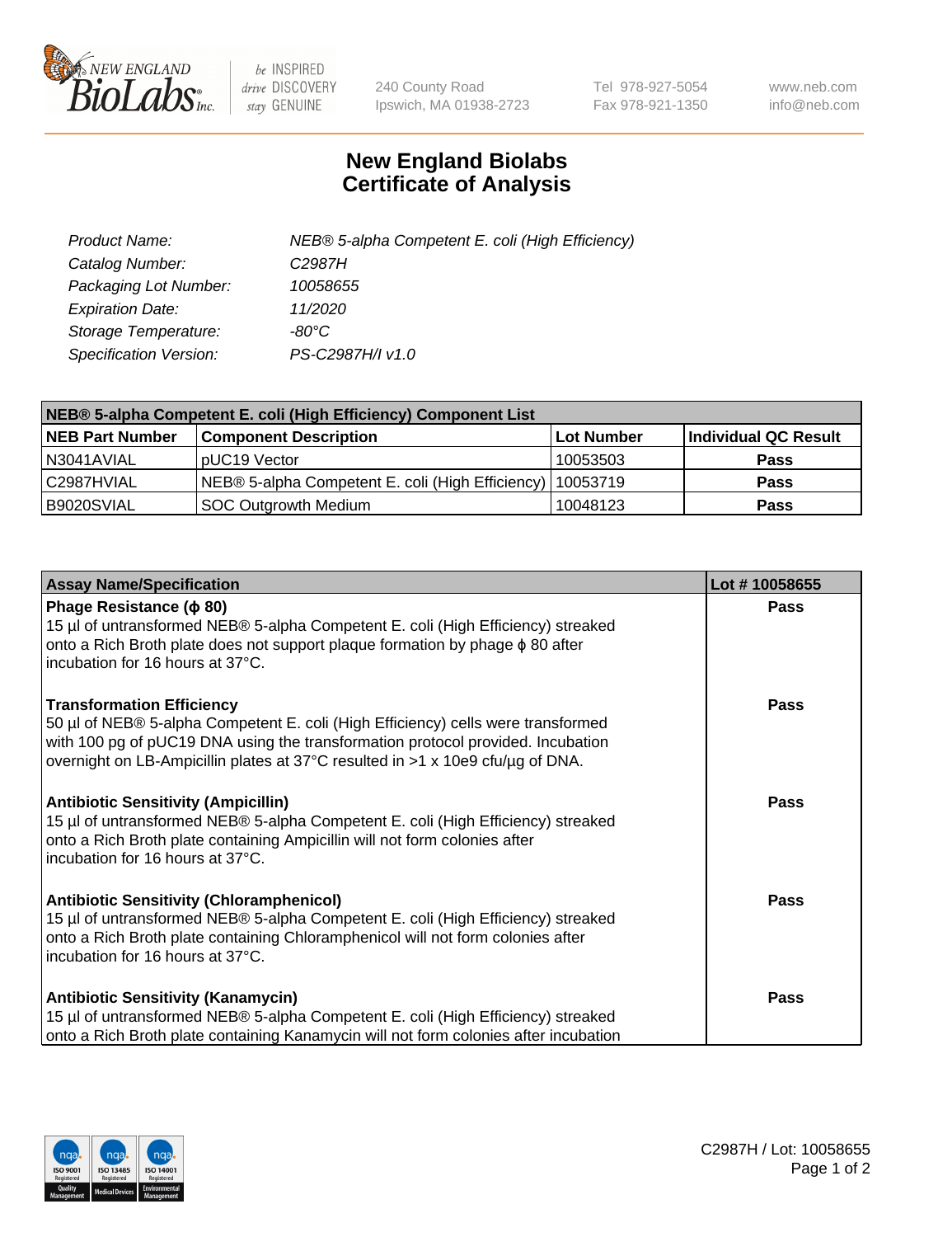New England Biolabs Inc. — be INSPIRED drive DISCOVERY stay GENUINE

240 County Road
Ipswich, MA 01938-2723

Tel 978-927-5054
Fax 978-921-1350

www.neb.com
info@neb.com

# New England Biolabs Certificate of Analysis

| | |
|---|---|
| *Product Name:* | *NEB® 5-alpha Competent E. coli (High Efficiency)* |
| *Catalog Number:* | *C2987H* |
| *Packaging Lot Number:* | *10058655* |
| *Expiration Date:* | *11/2020* |
| *Storage Temperature:* | *-80°C* |
| *Specification Version:* | *PS-C2987H/I v1.0* |

**NEB® 5-alpha Competent E. coli (High Efficiency) Component List**

| NEB Part Number | Component Description | Lot Number | Individual QC Result |
|---|---|---|---|
| N3041AVIAL | pUC19 Vector | 10053503 | **Pass** |
| C2987HVIAL | NEB® 5-alpha Competent E. coli (High Efficiency) | 10053719 | **Pass** |
| B9020SVIAL | SOC Outgrowth Medium | 10048123 | **Pass** |

| Assay Name/Specification | Lot # 10058655 |
|---|---|
| **Phage Resistance (ϕ 80)**<br>15 µl of untransformed NEB® 5-alpha Competent E. coli (High Efficiency) streaked onto a Rich Broth plate does not support plaque formation by phage ϕ 80 after incubation for 16 hours at 37°C. | **Pass** |
| **Transformation Efficiency**<br>50 µl of NEB® 5-alpha Competent E. coli (High Efficiency) cells were transformed with 100 pg of pUC19 DNA using the transformation protocol provided. Incubation overnight on LB-Ampicillin plates at 37°C resulted in >1 x 10e9 cfu/µg of DNA. | **Pass** |
| **Antibiotic Sensitivity (Ampicillin)**<br>15 µl of untransformed NEB® 5-alpha Competent E. coli (High Efficiency) streaked onto a Rich Broth plate containing Ampicillin will not form colonies after incubation for 16 hours at 37°C. | **Pass** |
| **Antibiotic Sensitivity (Chloramphenicol)**<br>15 µl of untransformed NEB® 5-alpha Competent E. coli (High Efficiency) streaked onto a Rich Broth plate containing Chloramphenicol will not form colonies after incubation for 16 hours at 37°C. | **Pass** |
| **Antibiotic Sensitivity (Kanamycin)**<br>15 µl of untransformed NEB® 5-alpha Competent E. coli (High Efficiency) streaked onto a Rich Broth plate containing Kanamycin will not form colonies after incubation | **Pass** |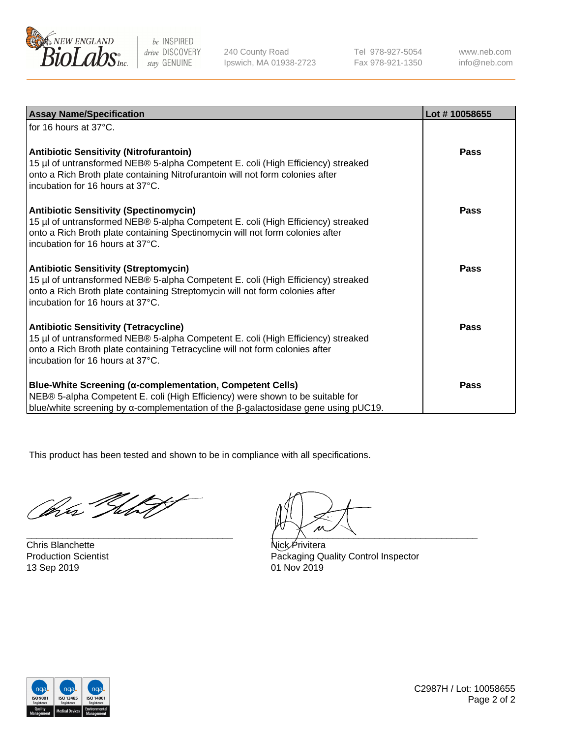| Assay Name/Specification | Lot # 10058655 |
|---|---|
| for 16 hours at 37°C. | |
| **Antibiotic Sensitivity (Nitrofurantoin)**<br>15 µl of untransformed NEB® 5-alpha Competent E. coli (High Efficiency) streaked onto a Rich Broth plate containing Nitrofurantoin will not form colonies after incubation for 16 hours at 37°C. | **Pass** |
| **Antibiotic Sensitivity (Spectinomycin)**<br>15 µl of untransformed NEB® 5-alpha Competent E. coli (High Efficiency) streaked onto a Rich Broth plate containing Spectinomycin will not form colonies after incubation for 16 hours at 37°C. | **Pass** |
| **Antibiotic Sensitivity (Streptomycin)**<br>15 µl of untransformed NEB® 5-alpha Competent E. coli (High Efficiency) streaked onto a Rich Broth plate containing Streptomycin will not form colonies after incubation for 16 hours at 37°C. | **Pass** |
| **Antibiotic Sensitivity (Tetracycline)**<br>15 µl of untransformed NEB® 5-alpha Competent E. coli (High Efficiency) streaked onto a Rich Broth plate containing Tetracycline will not form colonies after incubation for 16 hours at 37°C. | **Pass** |
| **Blue-White Screening (α-complementation, Competent Cells)**<br>NEB® 5-alpha Competent E. coli (High Efficiency) were shown to be suitable for blue/white screening by α-complementation of the β-galactosidase gene using pUC19. | **Pass** |

This product has been tested and shown to be in compliance with all specifications.

Chris Blanchette
Production Scientist
13 Sep 2019

Nick Privitera
Packaging Quality Control Inspector
01 Nov 2019

C2987H / Lot: 10058655